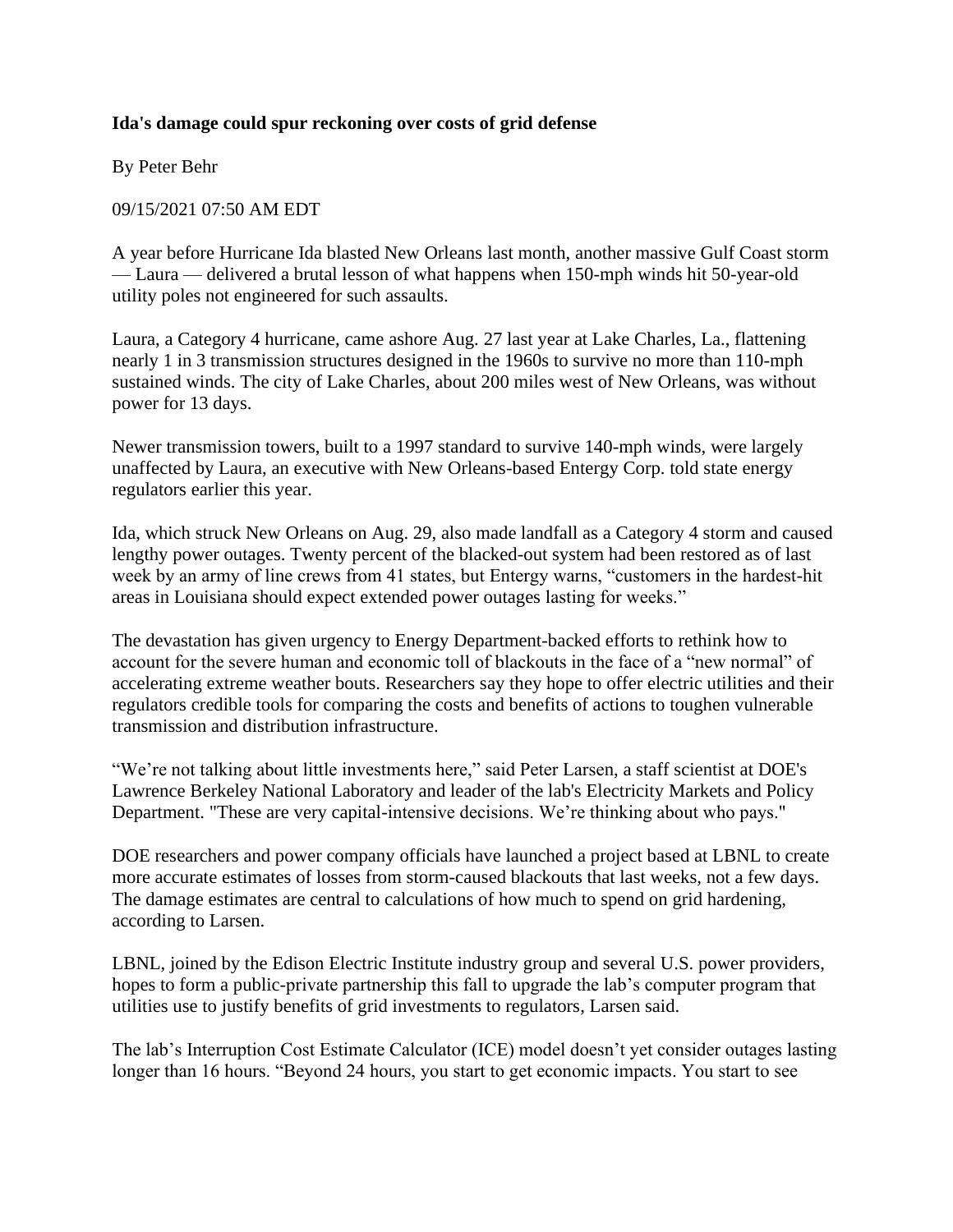**Ida's damage could spur reckoning over costs of grid defense**

By Peter Behr

09/15/2021 07:50 AM EDT

A year before Hurricane Ida blasted New Orleans last month, another massive Gulf Coast storm — Laura — delivered a brutal lesson of what happens when 150-mph winds hit 50-year-old utility poles not engineered for such assaults.

Laura, a Category 4 hurricane, came ashore Aug. 27 last year at Lake Charles, La., flattening nearly 1 in 3 transmission structures designed in the 1960s to survive no more than 110-mph sustained winds. The city of Lake Charles, about 200 miles west of New Orleans, was without power for 13 days.

Newer transmission towers, built to a 1997 standard to survive 140-mph winds, were largely unaffected by Laura, an executive with New Orleans-based Entergy Corp. told state energy regulators earlier this year.

Ida, which struck New Orleans on Aug. 29, also made landfall as a Category 4 storm and caused lengthy power outages. Twenty percent of the blacked-out system had been restored as of last week by an army of line crews from 41 states, but Entergy warns, "customers in the hardest-hit areas in Louisiana should expect extended power outages lasting for weeks."

The devastation has given urgency to Energy Department-backed efforts to rethink how to account for the severe human and economic toll of blackouts in the face of a "new normal" of accelerating extreme weather bouts. Researchers say they hope to offer electric utilities and their regulators credible tools for comparing the costs and benefits of actions to toughen vulnerable transmission and distribution infrastructure.

"We're not talking about little investments here," said Peter Larsen, a staff scientist at DOE's Lawrence Berkeley National Laboratory and leader of the lab's Electricity Markets and Policy Department. "These are very capital-intensive decisions. We're thinking about who pays."

DOE researchers and power company officials have launched a project based at LBNL to create more accurate estimates of losses from storm-caused blackouts that last weeks, not a few days. The damage estimates are central to calculations of how much to spend on grid hardening, according to Larsen.

LBNL, joined by the Edison Electric Institute industry group and several U.S. power providers, hopes to form a public-private partnership this fall to upgrade the lab's computer program that utilities use to justify benefits of grid investments to regulators, Larsen said.

The lab's Interruption Cost Estimate Calculator (ICE) model doesn't yet consider outages lasting longer than 16 hours. "Beyond 24 hours, you start to get economic impacts. You start to see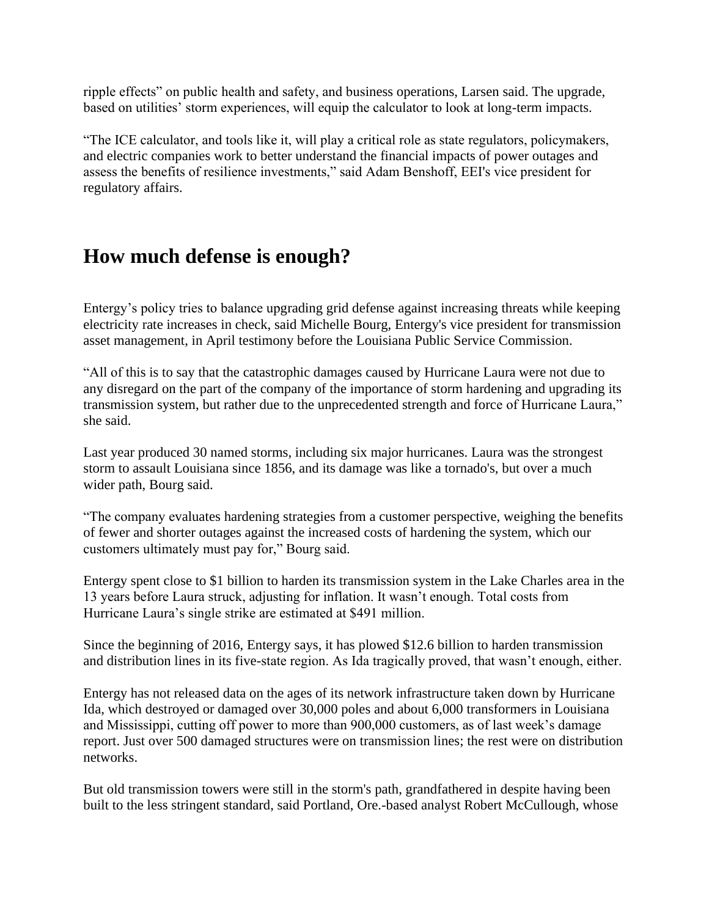ripple effects" on public health and safety, and business operations, Larsen said. The upgrade, based on utilities' storm experiences, will equip the calculator to look at long-term impacts.

"The ICE calculator, and tools like it, will play a critical role as state regulators, policymakers, and electric companies work to better understand the financial impacts of power outages and assess the benefits of resilience investments," said Adam Benshoff, EEI's vice president for regulatory affairs.

## How much defense is enough?

Entergy's policy tries to balance upgrading grid defense against increasing threats while keeping electricity rate increases in check, said Michelle Bourg, Entergy's vice president for transmission asset management, in April testimony before the Louisiana Public Service Commission.

"All of this is to say that the catastrophic damages caused by Hurricane Laura were not due to any disregard on the part of the company of the importance of storm hardening and upgrading its transmission system, but rather due to the unprecedented strength and force of Hurricane Laura," she said.

Last year produced 30 named storms, including six major hurricanes. Laura was the strongest storm to assault Louisiana since 1856, and its damage was like a tornado's, but over a much wider path, Bourg said.

"The company evaluates hardening strategies from a customer perspective, weighing the benefits of fewer and shorter outages against the increased costs of hardening the system, which our customers ultimately must pay for," Bourg said.

Entergy spent close to $1 billion to harden its transmission system in the Lake Charles area in the 13 years before Laura struck, adjusting for inflation. It wasn't enough. Total costs from Hurricane Laura's single strike are estimated at $491 million.

Since the beginning of 2016, Entergy says, it has plowed $12.6 billion to harden transmission and distribution lines in its five-state region. As Ida tragically proved, that wasn't enough, either.

Entergy has not released data on the ages of its network infrastructure taken down by Hurricane Ida, which destroyed or damaged over 30,000 poles and about 6,000 transformers in Louisiana and Mississippi, cutting off power to more than 900,000 customers, as of last week's damage report. Just over 500 damaged structures were on transmission lines; the rest were on distribution networks.

But old transmission towers were still in the storm's path, grandfathered in despite having been built to the less stringent standard, said Portland, Ore.-based analyst Robert McCullough, whose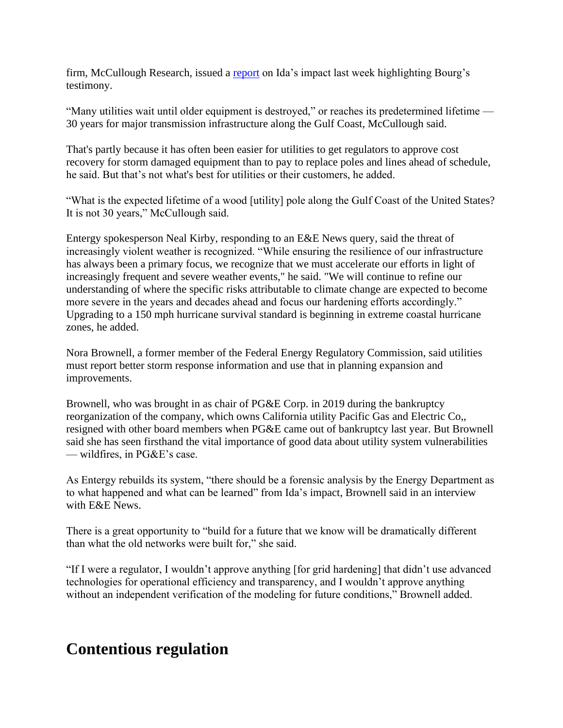firm, McCullough Research, issued a [report](#) on Ida's impact last week highlighting Bourg's testimony.

"Many utilities wait until older equipment is destroyed," or reaches its predetermined lifetime — 30 years for major transmission infrastructure along the Gulf Coast, McCullough said.

That's partly because it has often been easier for utilities to get regulators to approve cost recovery for storm damaged equipment than to pay to replace poles and lines ahead of schedule, he said. But that's not what's best for utilities or their customers, he added.

"What is the expected lifetime of a wood [utility] pole along the Gulf Coast of the United States? It is not 30 years," McCullough said.

Entergy spokesperson Neal Kirby, responding to an E&E News query, said the threat of increasingly violent weather is recognized. "While ensuring the resilience of our infrastructure has always been a primary focus, we recognize that we must accelerate our efforts in light of increasingly frequent and severe weather events," he said. "We will continue to refine our understanding of where the specific risks attributable to climate change are expected to become more severe in the years and decades ahead and focus our hardening efforts accordingly." Upgrading to a 150 mph hurricane survival standard is beginning in extreme coastal hurricane zones, he added.

Nora Brownell, a former member of the Federal Energy Regulatory Commission, said utilities must report better storm response information and use that in planning expansion and improvements.

Brownell, who was brought in as chair of PG&E Corp. in 2019 during the bankruptcy reorganization of the company, which owns California utility Pacific Gas and Electric Co,, resigned with other board members when PG&E came out of bankruptcy last year. But Brownell said she has seen firsthand the vital importance of good data about utility system vulnerabilities — wildfires, in PG&E's case.

As Entergy rebuilds its system, "there should be a forensic analysis by the Energy Department as to what happened and what can be learned" from Ida's impact, Brownell said in an interview with E&E News.

There is a great opportunity to "build for a future that we know will be dramatically different than what the old networks were built for," she said.

"If I were a regulator, I wouldn't approve anything [for grid hardening] that didn't use advanced technologies for operational efficiency and transparency, and I wouldn't approve anything without an independent verification of the modeling for future conditions," Brownell added.

## Contentious regulation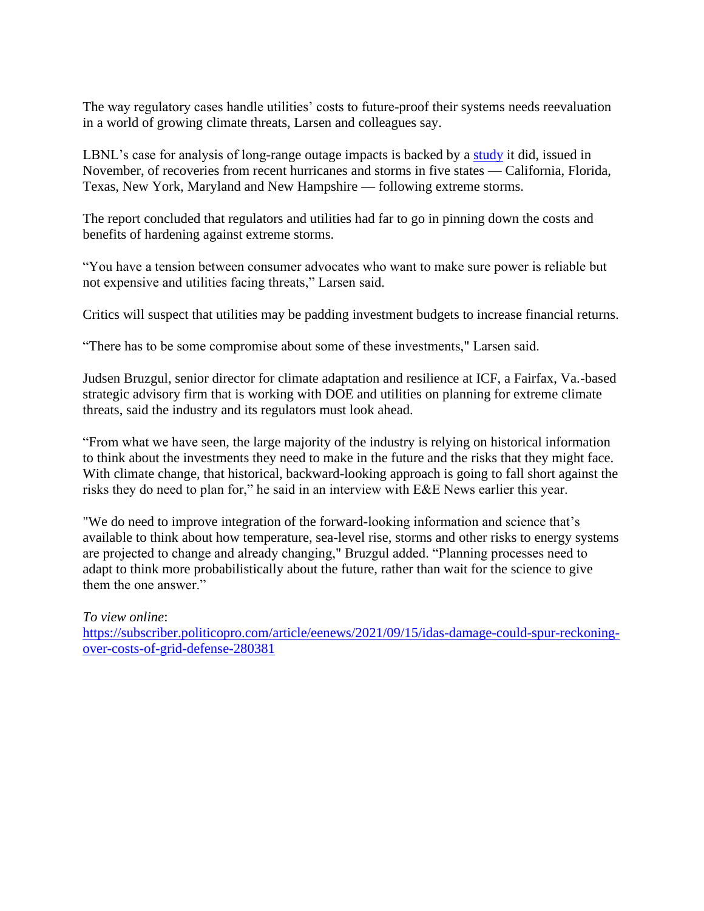The way regulatory cases handle utilities' costs to future-proof their systems needs reevaluation in a world of growing climate threats, Larsen and colleagues say.

LBNL's case for analysis of long-range outage impacts is backed by a [study](#) it did, issued in November, of recoveries from recent hurricanes and storms in five states — California, Florida, Texas, New York, Maryland and New Hampshire — following extreme storms.

The report concluded that regulators and utilities had far to go in pinning down the costs and benefits of hardening against extreme storms.

"You have a tension between consumer advocates who want to make sure power is reliable but not expensive and utilities facing threats," Larsen said.

Critics will suspect that utilities may be padding investment budgets to increase financial returns.

"There has to be some compromise about some of these investments," Larsen said.

Judsen Bruzgul, senior director for climate adaptation and resilience at ICF, a Fairfax, Va.-based strategic advisory firm that is working with DOE and utilities on planning for extreme climate threats, said the industry and its regulators must look ahead.

"From what we have seen, the large majority of the industry is relying on historical information to think about the investments they need to make in the future and the risks that they might face. With climate change, that historical, backward-looking approach is going to fall short against the risks they do need to plan for," he said in an interview with E&E News earlier this year.

"We do need to improve integration of the forward-looking information and science that's available to think about how temperature, sea-level rise, storms and other risks to energy systems are projected to change and already changing," Bruzgul added. "Planning processes need to adapt to think more probabilistically about the future, rather than wait for the science to give them the one answer."

*To view online*:
https://subscriber.politicopro.com/article/eenews/2021/09/15/idas-damage-could-spur-reckoning-over-costs-of-grid-defense-280381